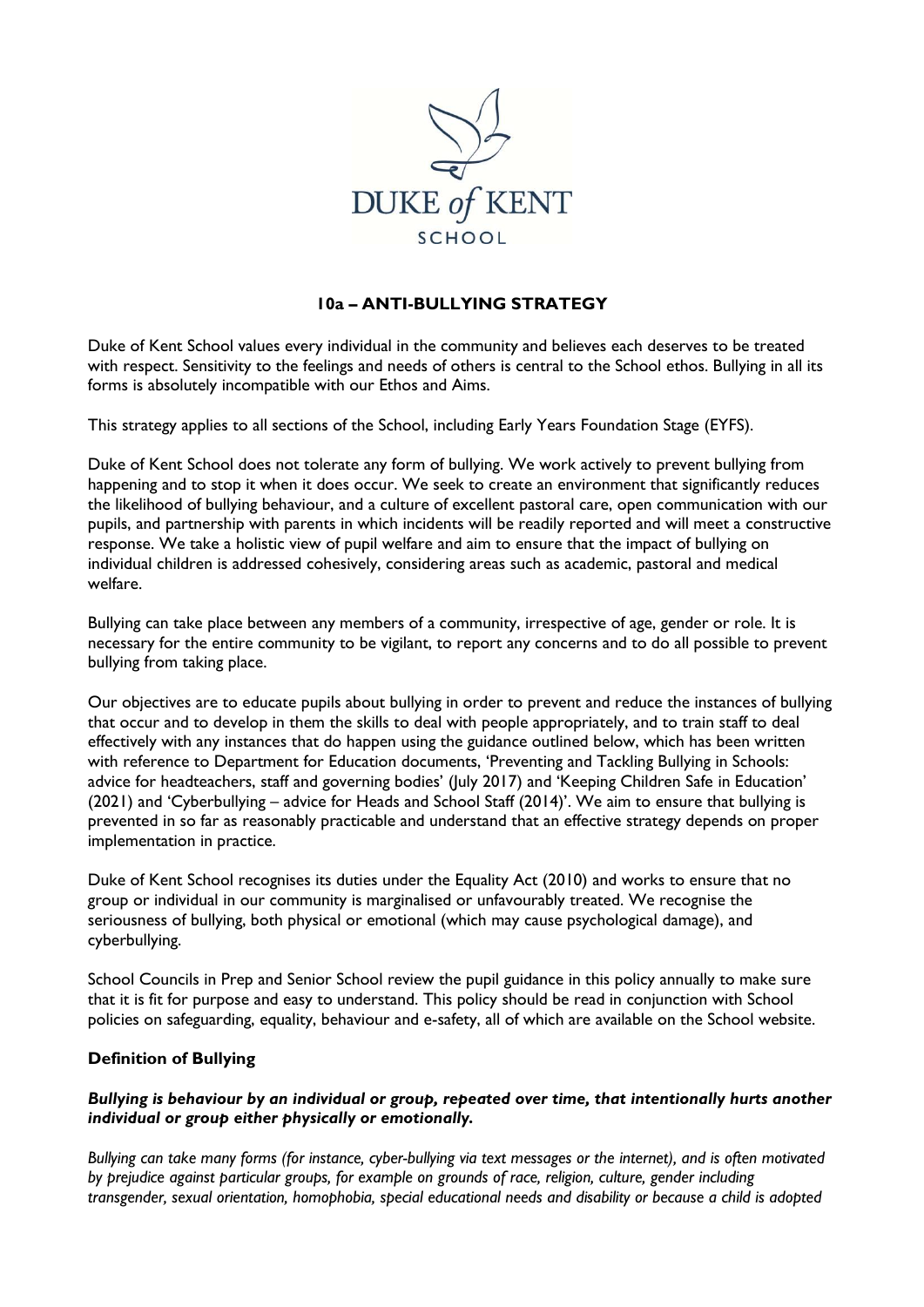# 10a – ANTI-BULLYING STRATEGY

Duke of Kent School values every individual in the community and believes each deserves to be treated with respect. Sensitivity to the feelings and needs of others is central to the School ethos. Bullying in all its forms is absolutely incompatible with our Ethos and Aims.

This strategy applies to all sections of the School, including Early Years Foundation Stage (EYFS).

Duke of Kent School does not tolerate any form of bullying. We work actively to prevent bullying from happening and to stop it when it does occur. We seek to create an environment that significantly reduces the likelihood of bullying behaviour, and a culture of excellent pastoral care, open communication with our pupils, and partnership with parents in which incidents will be readily reported and will meet a constructive response. We take a holistic view of pupil welfare and aim to ensure that the impact of bullying on individual children is addressed cohesively, considering areas such as academic, pastoral and medical welfare.

Bullying can take place between any members of a community, irrespective of age, gender or role. It is necessary for the entire community to be vigilant, to report any concerns and to do all possible to prevent bullying from taking place.

Our objectives are to educate pupils about bullying in order to prevent and reduce the instances of bullying that occur and to develop in them the skills to deal with people appropriately, and to train staff to deal effectively with any instances that do happen using the guidance outlined below, which has been written with reference to Department for Education documents, 'Preventing and Tackling Bullying in Schools: advice for headteachers, staff and governing bodies' (July 2017) and 'Keeping Children Safe in Education' (2021) and 'Cyberbullying – advice for Heads and School Staff (2014)'. We aim to ensure that bullying is prevented in so far as reasonably practicable and understand that an effective strategy depends on proper implementation in practice.

Duke of Kent School recognises its duties under the Equality Act (2010) and works to ensure that no group or individual in our community is marginalised or unfavourably treated. We recognise the seriousness of bullying, both physical or emotional (which may cause psychological damage), and cyberbullying.

School Councils in Prep and Senior School review the pupil guidance in this policy annually to make sure that it is fit for purpose and easy to understand. This policy should be read in conjunction with School policies on safeguarding, equality, behaviour and e-safety, all of which are available on the School website.

### Definition of Bullying

***Bullying is behaviour by an individual or group, repeated over time, that intentionally hurts another individual or group either physically or emotionally.***

*Bullying can take many forms (for instance, cyber-bullying via text messages or the internet), and is often motivated by prejudice against particular groups, for example on grounds of race, religion, culture, gender including transgender, sexual orientation, homophobia, special educational needs and disability or because a child is adopted*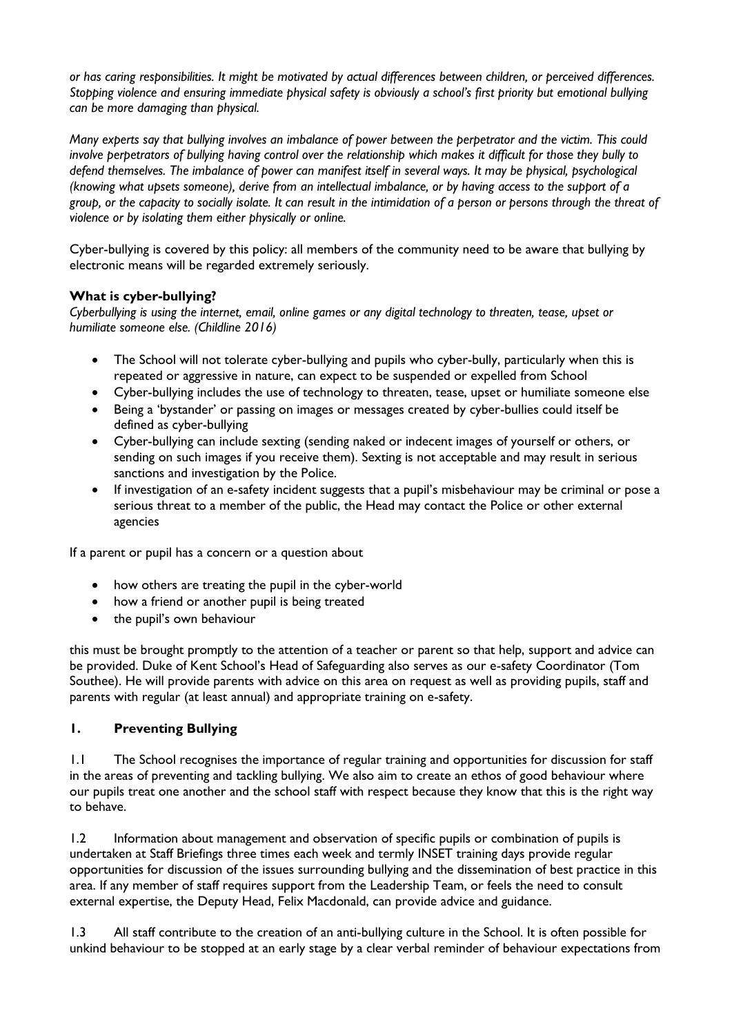*or has caring responsibilities. It might be motivated by actual differences between children, or perceived differences. Stopping violence and ensuring immediate physical safety is obviously a school's first priority but emotional bullying can be more damaging than physical.*

*Many experts say that bullying involves an imbalance of power between the perpetrator and the victim. This could involve perpetrators of bullying having control over the relationship which makes it difficult for those they bully to defend themselves. The imbalance of power can manifest itself in several ways. It may be physical, psychological (knowing what upsets someone), derive from an intellectual imbalance, or by having access to the support of a group, or the capacity to socially isolate. It can result in the intimidation of a person or persons through the threat of violence or by isolating them either physically or online.*

Cyber-bullying is covered by this policy: all members of the community need to be aware that bullying by electronic means will be regarded extremely seriously.

### What is cyber-bullying?

*Cyberbullying is using the internet, email, online games or any digital technology to threaten, tease, upset or humiliate someone else. (Childline 2016)*

- The School will not tolerate cyber-bullying and pupils who cyber-bully, particularly when this is repeated or aggressive in nature, can expect to be suspended or expelled from School
- Cyber-bullying includes the use of technology to threaten, tease, upset or humiliate someone else
- Being a 'bystander' or passing on images or messages created by cyber-bullies could itself be defined as cyber-bullying
- Cyber-bullying can include sexting (sending naked or indecent images of yourself or others, or sending on such images if you receive them). Sexting is not acceptable and may result in serious sanctions and investigation by the Police.
- If investigation of an e-safety incident suggests that a pupil's misbehaviour may be criminal or pose a serious threat to a member of the public, the Head may contact the Police or other external agencies

If a parent or pupil has a concern or a question about

- how others are treating the pupil in the cyber-world
- how a friend or another pupil is being treated
- the pupil's own behaviour

this must be brought promptly to the attention of a teacher or parent so that help, support and advice can be provided. Duke of Kent School's Head of Safeguarding also serves as our e-safety Coordinator (Tom Southee). He will provide parents with advice on this area on request as well as providing pupils, staff and parents with regular (at least annual) and appropriate training on e-safety.

## 1. Preventing Bullying

1.1 The School recognises the importance of regular training and opportunities for discussion for staff in the areas of preventing and tackling bullying. We also aim to create an ethos of good behaviour where our pupils treat one another and the school staff with respect because they know that this is the right way to behave.

1.2 Information about management and observation of specific pupils or combination of pupils is undertaken at Staff Briefings three times each week and termly INSET training days provide regular opportunities for discussion of the issues surrounding bullying and the dissemination of best practice in this area. If any member of staff requires support from the Leadership Team, or feels the need to consult external expertise, the Deputy Head, Felix Macdonald, can provide advice and guidance.

1.3 All staff contribute to the creation of an anti-bullying culture in the School. It is often possible for unkind behaviour to be stopped at an early stage by a clear verbal reminder of behaviour expectations from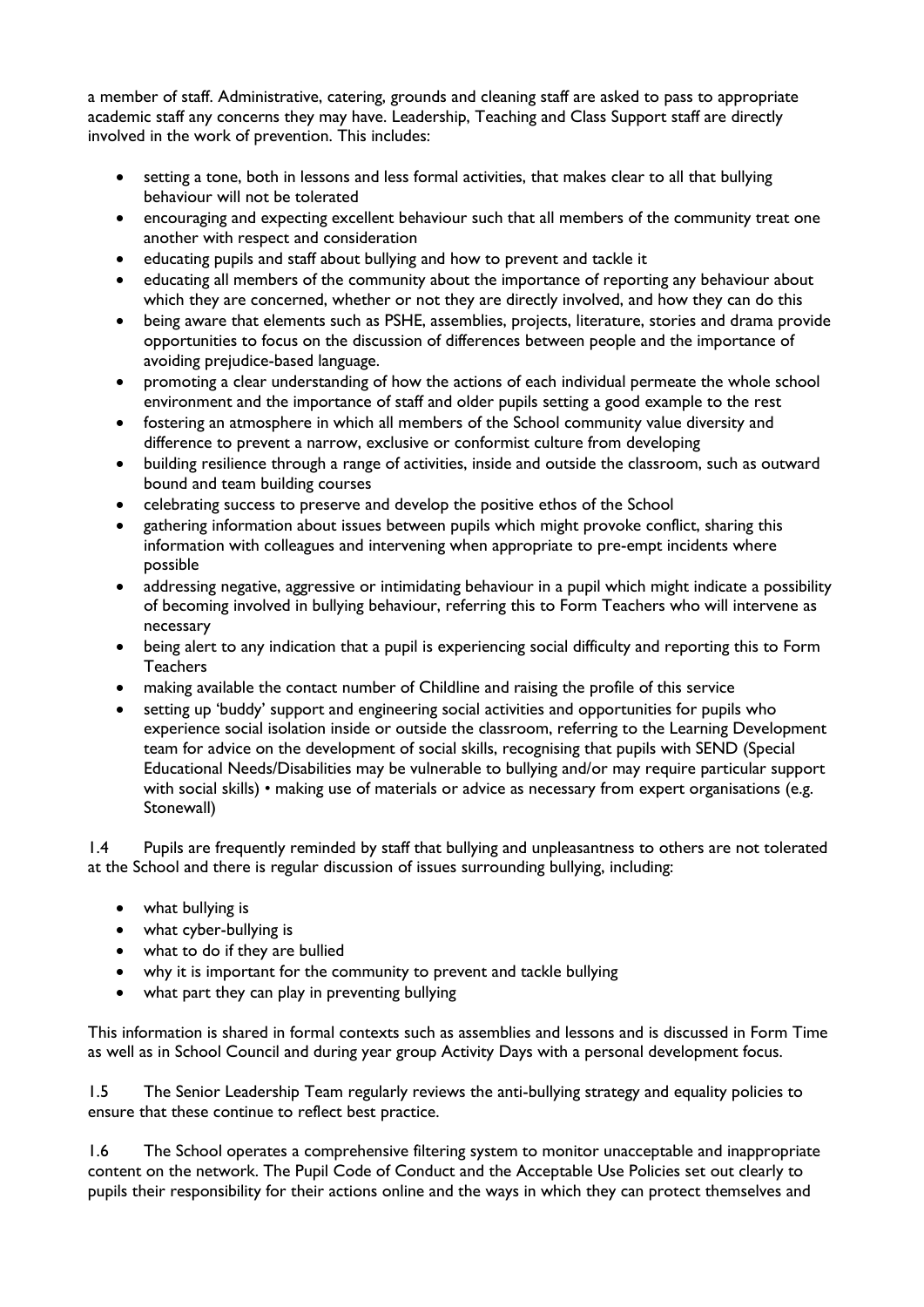a member of staff. Administrative, catering, grounds and cleaning staff are asked to pass to appropriate academic staff any concerns they may have. Leadership, Teaching and Class Support staff are directly involved in the work of prevention. This includes:

- setting a tone, both in lessons and less formal activities, that makes clear to all that bullying behaviour will not be tolerated
- encouraging and expecting excellent behaviour such that all members of the community treat one another with respect and consideration
- educating pupils and staff about bullying and how to prevent and tackle it
- educating all members of the community about the importance of reporting any behaviour about which they are concerned, whether or not they are directly involved, and how they can do this
- being aware that elements such as PSHE, assemblies, projects, literature, stories and drama provide opportunities to focus on the discussion of differences between people and the importance of avoiding prejudice-based language.
- promoting a clear understanding of how the actions of each individual permeate the whole school environment and the importance of staff and older pupils setting a good example to the rest
- fostering an atmosphere in which all members of the School community value diversity and difference to prevent a narrow, exclusive or conformist culture from developing
- building resilience through a range of activities, inside and outside the classroom, such as outward bound and team building courses
- celebrating success to preserve and develop the positive ethos of the School
- gathering information about issues between pupils which might provoke conflict, sharing this information with colleagues and intervening when appropriate to pre-empt incidents where possible
- addressing negative, aggressive or intimidating behaviour in a pupil which might indicate a possibility of becoming involved in bullying behaviour, referring this to Form Teachers who will intervene as necessary
- being alert to any indication that a pupil is experiencing social difficulty and reporting this to Form Teachers
- making available the contact number of Childline and raising the profile of this service
- setting up 'buddy' support and engineering social activities and opportunities for pupils who experience social isolation inside or outside the classroom, referring to the Learning Development team for advice on the development of social skills, recognising that pupils with SEND (Special Educational Needs/Disabilities may be vulnerable to bullying and/or may require particular support with social skills) • making use of materials or advice as necessary from expert organisations (e.g. Stonewall)

1.4 Pupils are frequently reminded by staff that bullying and unpleasantness to others are not tolerated at the School and there is regular discussion of issues surrounding bullying, including:

- what bullying is
- what cyber-bullying is
- what to do if they are bullied
- why it is important for the community to prevent and tackle bullying
- what part they can play in preventing bullying

This information is shared in formal contexts such as assemblies and lessons and is discussed in Form Time as well as in School Council and during year group Activity Days with a personal development focus.

1.5 The Senior Leadership Team regularly reviews the anti-bullying strategy and equality policies to ensure that these continue to reflect best practice.

1.6 The School operates a comprehensive filtering system to monitor unacceptable and inappropriate content on the network. The Pupil Code of Conduct and the Acceptable Use Policies set out clearly to pupils their responsibility for their actions online and the ways in which they can protect themselves and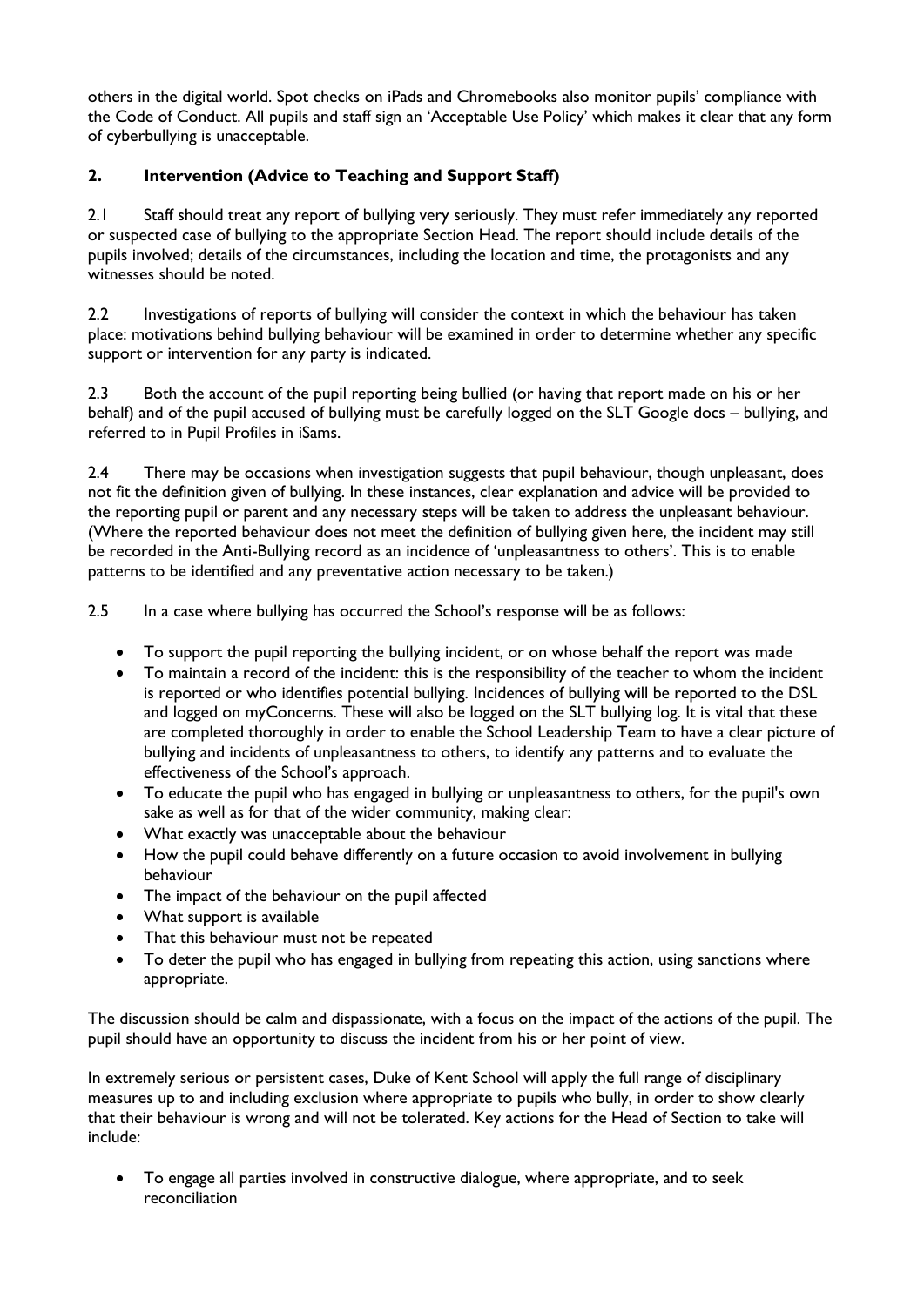others in the digital world. Spot checks on iPads and Chromebooks also monitor pupils' compliance with the Code of Conduct. All pupils and staff sign an 'Acceptable Use Policy' which makes it clear that any form of cyberbullying is unacceptable.

## 2. Intervention (Advice to Teaching and Support Staff)

2.1 Staff should treat any report of bullying very seriously. They must refer immediately any reported or suspected case of bullying to the appropriate Section Head. The report should include details of the pupils involved; details of the circumstances, including the location and time, the protagonists and any witnesses should be noted.

2.2 Investigations of reports of bullying will consider the context in which the behaviour has taken place: motivations behind bullying behaviour will be examined in order to determine whether any specific support or intervention for any party is indicated.

2.3 Both the account of the pupil reporting being bullied (or having that report made on his or her behalf) and of the pupil accused of bullying must be carefully logged on the SLT Google docs – bullying, and referred to in Pupil Profiles in iSams.

2.4 There may be occasions when investigation suggests that pupil behaviour, though unpleasant, does not fit the definition given of bullying. In these instances, clear explanation and advice will be provided to the reporting pupil or parent and any necessary steps will be taken to address the unpleasant behaviour. (Where the reported behaviour does not meet the definition of bullying given here, the incident may still be recorded in the Anti-Bullying record as an incidence of 'unpleasantness to others'. This is to enable patterns to be identified and any preventative action necessary to be taken.)

2.5 In a case where bullying has occurred the School's response will be as follows:

- To support the pupil reporting the bullying incident, or on whose behalf the report was made
- To maintain a record of the incident: this is the responsibility of the teacher to whom the incident is reported or who identifies potential bullying. Incidences of bullying will be reported to the DSL and logged on myConcerns. These will also be logged on the SLT bullying log. It is vital that these are completed thoroughly in order to enable the School Leadership Team to have a clear picture of bullying and incidents of unpleasantness to others, to identify any patterns and to evaluate the effectiveness of the School's approach.
- To educate the pupil who has engaged in bullying or unpleasantness to others, for the pupil's own sake as well as for that of the wider community, making clear:
- What exactly was unacceptable about the behaviour
- How the pupil could behave differently on a future occasion to avoid involvement in bullying behaviour
- The impact of the behaviour on the pupil affected
- What support is available
- That this behaviour must not be repeated
- To deter the pupil who has engaged in bullying from repeating this action, using sanctions where appropriate.

The discussion should be calm and dispassionate, with a focus on the impact of the actions of the pupil. The pupil should have an opportunity to discuss the incident from his or her point of view.

In extremely serious or persistent cases, Duke of Kent School will apply the full range of disciplinary measures up to and including exclusion where appropriate to pupils who bully, in order to show clearly that their behaviour is wrong and will not be tolerated. Key actions for the Head of Section to take will include:

- To engage all parties involved in constructive dialogue, where appropriate, and to seek reconciliation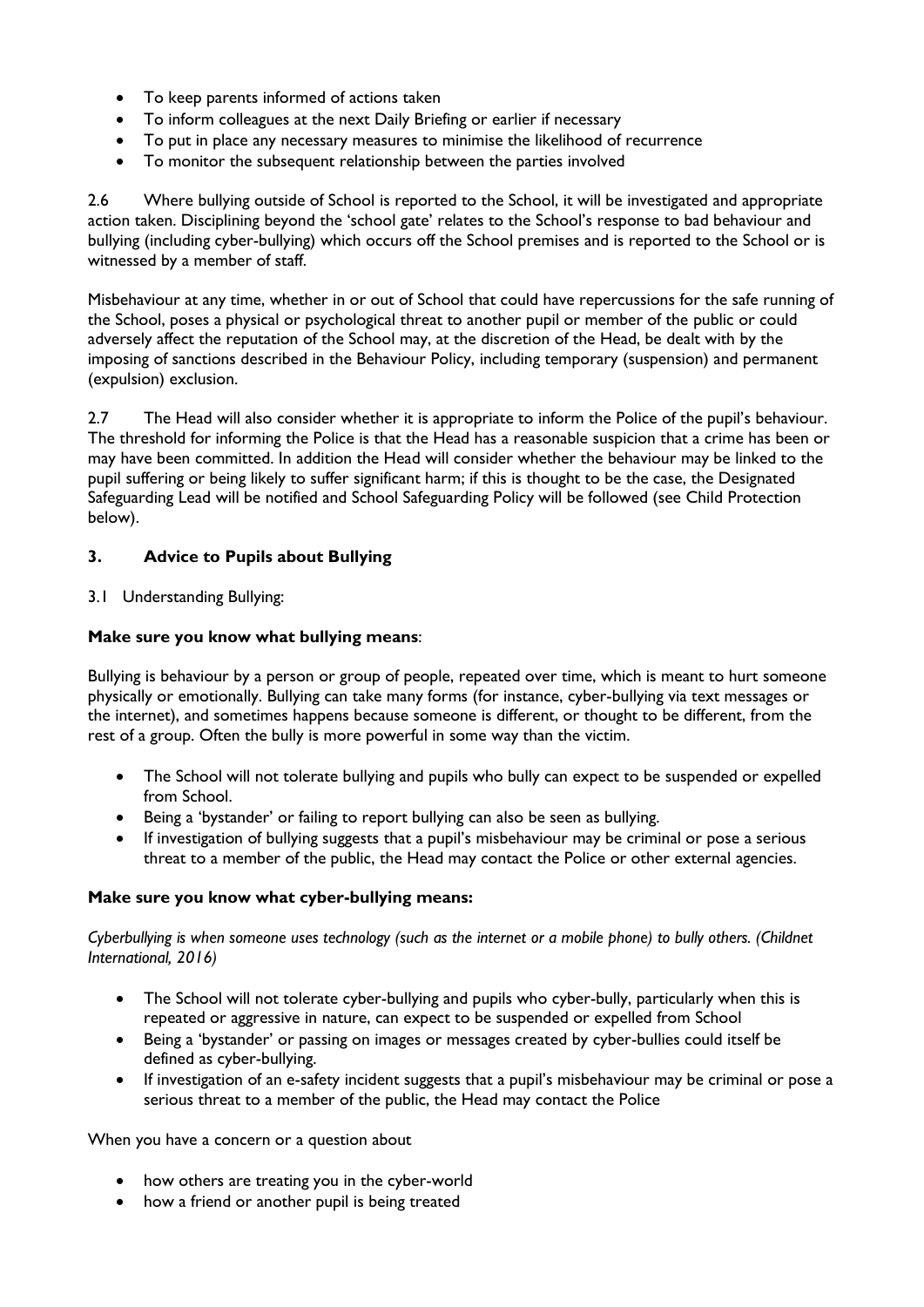- To keep parents informed of actions taken
- To inform colleagues at the next Daily Briefing or earlier if necessary
- To put in place any necessary measures to minimise the likelihood of recurrence
- To monitor the subsequent relationship between the parties involved

2.6 Where bullying outside of School is reported to the School, it will be investigated and appropriate action taken. Disciplining beyond the 'school gate' relates to the School's response to bad behaviour and bullying (including cyber-bullying) which occurs off the School premises and is reported to the School or is witnessed by a member of staff.

Misbehaviour at any time, whether in or out of School that could have repercussions for the safe running of the School, poses a physical or psychological threat to another pupil or member of the public or could adversely affect the reputation of the School may, at the discretion of the Head, be dealt with by the imposing of sanctions described in the Behaviour Policy, including temporary (suspension) and permanent (expulsion) exclusion.

2.7 The Head will also consider whether it is appropriate to inform the Police of the pupil's behaviour. The threshold for informing the Police is that the Head has a reasonable suspicion that a crime has been or may have been committed. In addition the Head will consider whether the behaviour may be linked to the pupil suffering or being likely to suffer significant harm; if this is thought to be the case, the Designated Safeguarding Lead will be notified and School Safeguarding Policy will be followed (see Child Protection below).

## 3. Advice to Pupils about Bullying

3.1 Understanding Bullying:

**Make sure you know what bullying means**:

Bullying is behaviour by a person or group of people, repeated over time, which is meant to hurt someone physically or emotionally. Bullying can take many forms (for instance, cyber-bullying via text messages or the internet), and sometimes happens because someone is different, or thought to be different, from the rest of a group. Often the bully is more powerful in some way than the victim.

- The School will not tolerate bullying and pupils who bully can expect to be suspended or expelled from School.
- Being a 'bystander' or failing to report bullying can also be seen as bullying.
- If investigation of bullying suggests that a pupil's misbehaviour may be criminal or pose a serious threat to a member of the public, the Head may contact the Police or other external agencies.

**Make sure you know what cyber-bullying means:**

*Cyberbullying is when someone uses technology (such as the internet or a mobile phone) to bully others. (Childnet International, 2016)*

- The School will not tolerate cyber-bullying and pupils who cyber-bully, particularly when this is repeated or aggressive in nature, can expect to be suspended or expelled from School
- Being a 'bystander' or passing on images or messages created by cyber-bullies could itself be defined as cyber-bullying.
- If investigation of an e-safety incident suggests that a pupil's misbehaviour may be criminal or pose a serious threat to a member of the public, the Head may contact the Police

When you have a concern or a question about

- how others are treating you in the cyber-world
- how a friend or another pupil is being treated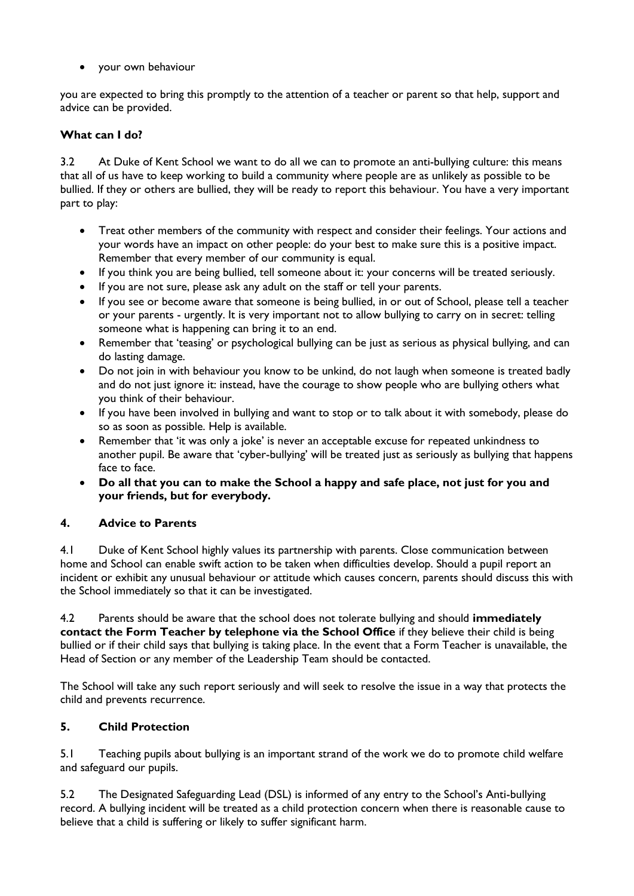- your own behaviour

you are expected to bring this promptly to the attention of a teacher or parent so that help, support and advice can be provided.

**What can I do?**

3.2 At Duke of Kent School we want to do all we can to promote an anti-bullying culture: this means that all of us have to keep working to build a community where people are as unlikely as possible to be bullied. If they or others are bullied, they will be ready to report this behaviour. You have a very important part to play:

- Treat other members of the community with respect and consider their feelings. Your actions and your words have an impact on other people: do your best to make sure this is a positive impact. Remember that every member of our community is equal.
- If you think you are being bullied, tell someone about it: your concerns will be treated seriously.
- If you are not sure, please ask any adult on the staff or tell your parents.
- If you see or become aware that someone is being bullied, in or out of School, please tell a teacher or your parents - urgently. It is very important not to allow bullying to carry on in secret: telling someone what is happening can bring it to an end.
- Remember that 'teasing' or psychological bullying can be just as serious as physical bullying, and can do lasting damage.
- Do not join in with behaviour you know to be unkind, do not laugh when someone is treated badly and do not just ignore it: instead, have the courage to show people who are bullying others what you think of their behaviour.
- If you have been involved in bullying and want to stop or to talk about it with somebody, please do so as soon as possible. Help is available.
- Remember that 'it was only a joke' is never an acceptable excuse for repeated unkindness to another pupil. Be aware that 'cyber-bullying' will be treated just as seriously as bullying that happens face to face.
- **Do all that you can to make the School a happy and safe place, not just for you and your friends, but for everybody.**

## 4. Advice to Parents

4.1 Duke of Kent School highly values its partnership with parents. Close communication between home and School can enable swift action to be taken when difficulties develop. Should a pupil report an incident or exhibit any unusual behaviour or attitude which causes concern, parents should discuss this with the School immediately so that it can be investigated.

4.2 Parents should be aware that the school does not tolerate bullying and should **immediately contact the Form Teacher by telephone via the School Office** if they believe their child is being bullied or if their child says that bullying is taking place. In the event that a Form Teacher is unavailable, the Head of Section or any member of the Leadership Team should be contacted.

The School will take any such report seriously and will seek to resolve the issue in a way that protects the child and prevents recurrence.

## 5. Child Protection

5.1 Teaching pupils about bullying is an important strand of the work we do to promote child welfare and safeguard our pupils.

5.2 The Designated Safeguarding Lead (DSL) is informed of any entry to the School's Anti-bullying record. A bullying incident will be treated as a child protection concern when there is reasonable cause to believe that a child is suffering or likely to suffer significant harm.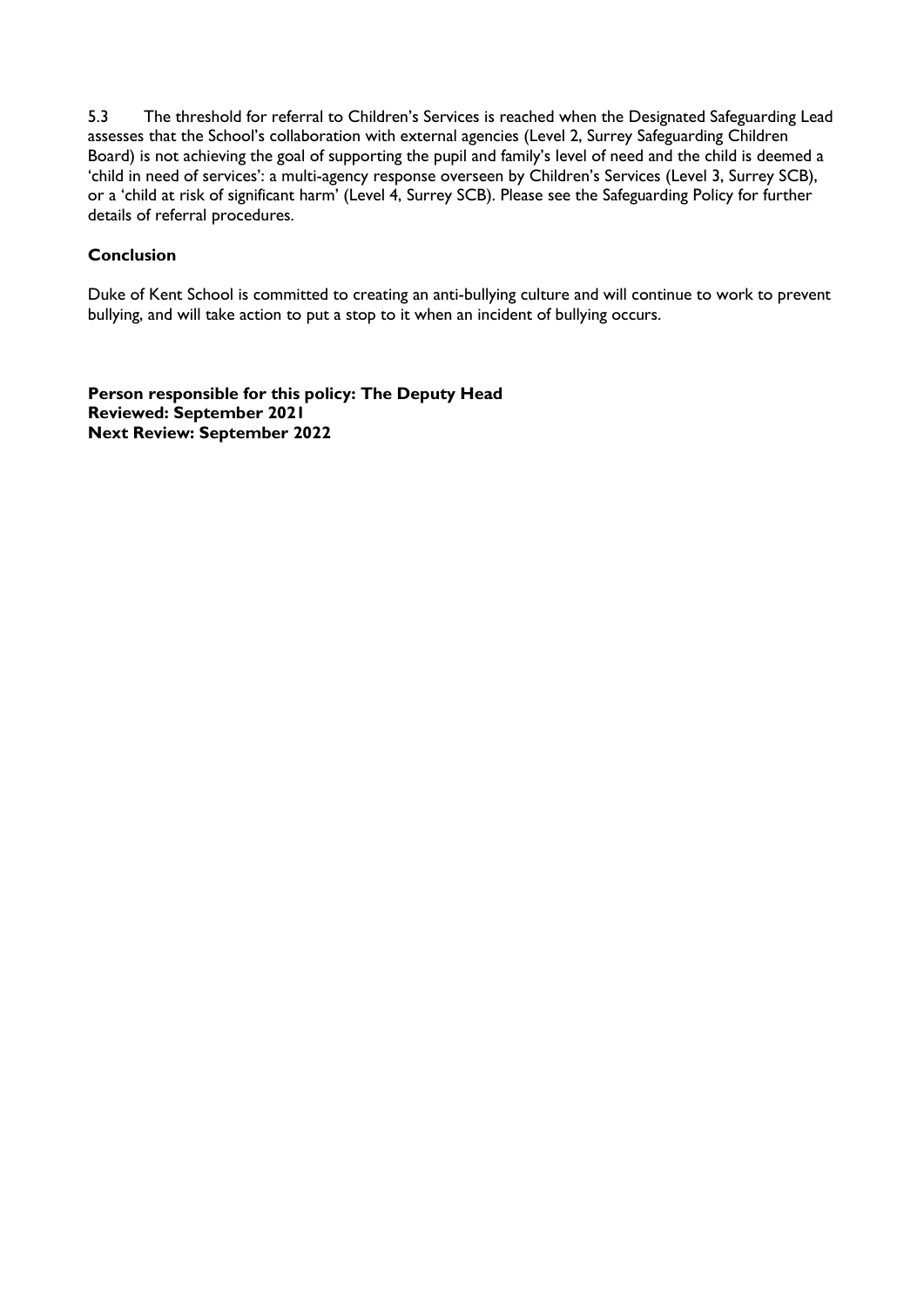5.3 The threshold for referral to Children's Services is reached when the Designated Safeguarding Lead assesses that the School's collaboration with external agencies (Level 2, Surrey Safeguarding Children Board) is not achieving the goal of supporting the pupil and family's level of need and the child is deemed a 'child in need of services': a multi-agency response overseen by Children's Services (Level 3, Surrey SCB), or a 'child at risk of significant harm' (Level 4, Surrey SCB). Please see the Safeguarding Policy for further details of referral procedures.

**Conclusion**

Duke of Kent School is committed to creating an anti-bullying culture and will continue to work to prevent bullying, and will take action to put a stop to it when an incident of bullying occurs.

**Person responsible for this policy: The Deputy Head**
**Reviewed: September 2021**
**Next Review: September 2022**